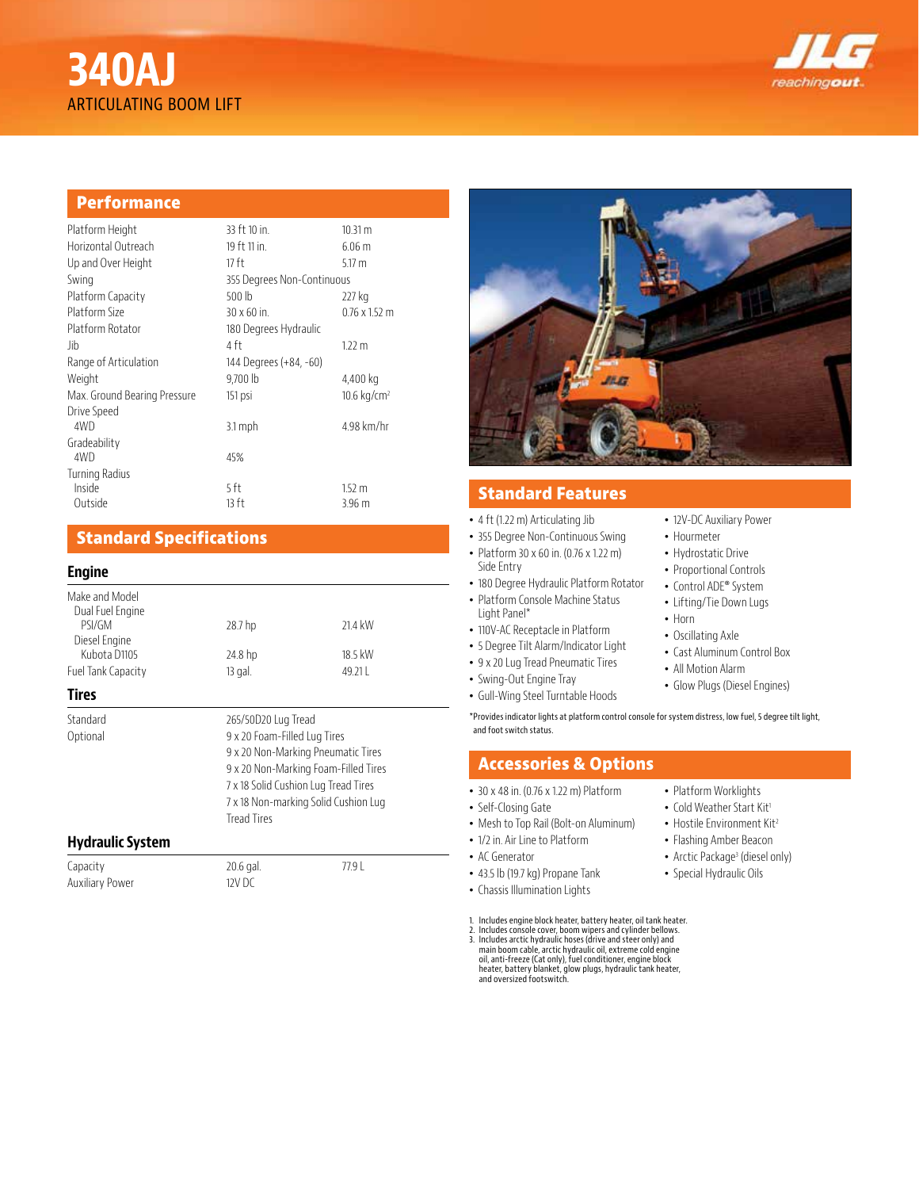# 340AJ

ARTICULATING BOOM LIFT

## Performance

| | | |
|---|---|---|
| Platform Height | 33 ft 10 in. | 10.31 m |
| Horizontal Outreach | 19 ft 11 in. | 6.06 m |
| Up and Over Height | 17 ft | 5.17 m |
| Swing | 355 Degrees Non-Continuous | |
| Platform Capacity | 500 lb | 227 kg |
| Platform Size | 30 x 60 in. | 0.76 x 1.52 m |
| Platform Rotator | 180 Degrees Hydraulic | |
| Jib | 4 ft | 1.22 m |
| Range of Articulation | 144 Degrees (+84, -60) | |
| Weight | 9,700 lb | 4,400 kg |
| Max. Ground Bearing Pressure | 151 psi | 10.6 kg/cm² |
| Drive Speed | | |
| 4WD | 3.1 mph | 4.98 km/hr |
| Gradeability | | |
| 4WD | 45% | |
| Turning Radius | | |
| Inside | 5 ft | 1.52 m |
| Outside | 13 ft | 3.96 m |

## Standard Specifications

### Engine

| | | |
|---|---|---|
| Make and Model | | |
| Dual Fuel Engine | | |
| PSI/GM | 28.7 hp | 21.4 kW |
| Diesel Engine | | |
| Kubota D1105 | 24.8 hp | 18.5 kW |
| Fuel Tank Capacity | 13 gal. | 49.21 L |

### Tires

| | |
|---|---|
| Standard | 265/50D20 Lug Tread |
| Optional | 9 x 20 Foam-Filled Lug Tires |
| | 9 x 20 Non-Marking Pneumatic Tires |
| | 9 x 20 Non-Marking Foam-Filled Tires |
| | 7 x 18 Solid Cushion Lug Tread Tires |
| | 7 x 18 Non-marking Solid Cushion Lug Tread Tires |

### Hydraulic System

| | | |
|---|---|---|
| Capacity | 20.6 gal. | 77.9 L |
| Auxiliary Power | 12V DC | |

## Standard Features

- 4 ft (1.22 m) Articulating Jib
- 355 Degree Non-Continuous Swing
- Platform 30 x 60 in. (0.76 x 1.22 m) Side Entry
- 180 Degree Hydraulic Platform Rotator
- Platform Console Machine Status Light Panel*
- 110V-AC Receptacle in Platform
- 5 Degree Tilt Alarm/Indicator Light
- 9 x 20 Lug Tread Pneumatic Tires
- Swing-Out Engine Tray
- Gull-Wing Steel Turntable Hoods
- 12V-DC Auxiliary Power
- Hourmeter
- Hydrostatic Drive
- Proportional Controls
- Control ADE® System
- Lifting/Tie Down Lugs
- Horn
- Oscillating Axle
- Cast Aluminum Control Box
- All Motion Alarm
- Glow Plugs (Diesel Engines)

*Provides indicator lights at platform control console for system distress, low fuel, 5 degree tilt light, and foot switch status.

## Accessories & Options

- 30 x 48 in. (0.76 x 1.22 m) Platform
- Self-Closing Gate
- Mesh to Top Rail (Bolt-on Aluminum)
- 1/2 in. Air Line to Platform
- AC Generator
- 43.5 lb (19.7 kg) Propane Tank
- Chassis Illumination Lights
- Platform Worklights
- Cold Weather Start Kit[1]
- Hostile Environment Kit[2]
- Flashing Amber Beacon
- Arctic Package[3] (diesel only)
- Special Hydraulic Oils

1. Includes engine block heater, battery heater, oil tank heater.
2. Includes console cover, boom wipers and cylinder bellows.
3. Includes arctic hydraulic hoses (drive and steer only) and main boom cable, arctic hydraulic oil, extreme cold engine oil, anti-freeze (Cat only), fuel conditioner, engine block heater, battery blanket, glow plugs, hydraulic tank heater, and oversized footswitch.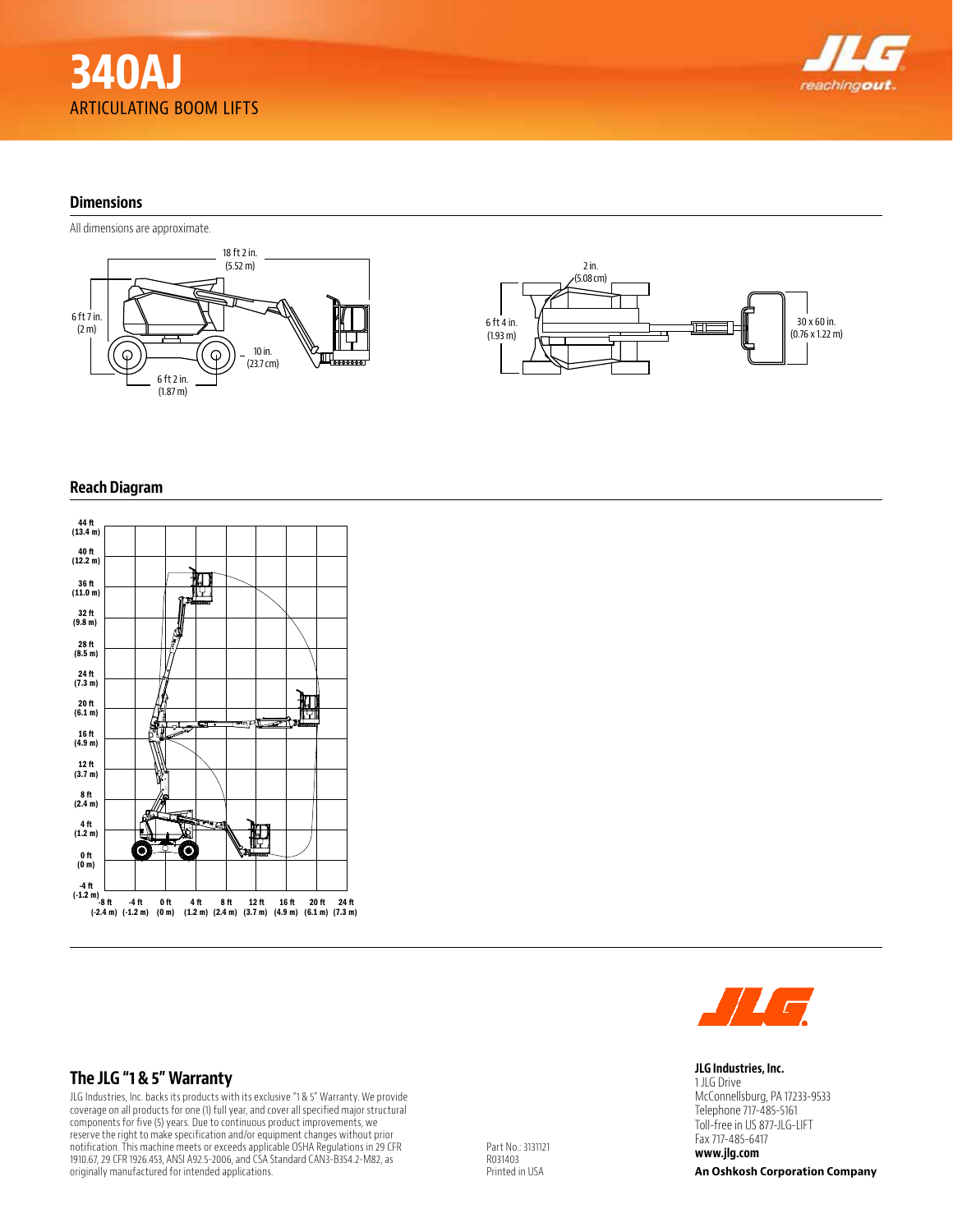# 340AJ

ARTICULATING BOOM LIFTS

## Dimensions

All dimensions are approximate.

18 ft 2 in.
(5.52 m)

6 ft 7 in.
(2 m)

10 in.
(23.7 cm)

6 ft 2 in.
(1.87 m)

2 in.
(5.08 cm)

6 ft 4 in.
(1.93 m)

30 x 60 in.
(0.76 x 1.22 m)

## Reach Diagram

44 ft (13.4 m)
40 ft (12.2 m)
36 ft (11.0 m)
32 ft (9.8 m)
28 ft (8.5 m)
24 ft (7.3 m)
20 ft (6.1 m)
16 ft (4.9 m)
12 ft (3.7 m)
8 ft (2.4 m)
4 ft (1.2 m)
0 ft (0 m)
-4 ft (-1.2 m)

-8 ft (-2.4 m) -4 ft (-1.2 m) 0 ft (0 m) 4 ft (1.2 m) 8 ft (2.4 m) 12 ft (3.7 m) 16 ft (4.9 m) 20 ft (6.1 m) 24 ft (7.3 m)

## The JLG "1 & 5" Warranty

JLG Industries, Inc. backs its products with its exclusive "1 & 5" Warranty. We provide coverage on all products for one (1) full year, and cover all specified major structural components for five (5) years. Due to continuous product improvements, we reserve the right to make specification and/or equipment changes without prior notification. This machine meets or exceeds applicable OSHA Regulations in 29 CFR 1910.67, 29 CFR 1926.453, ANSI A92.5-2006, and CSA Standard CAN3-B354.2-M82, as originally manufactured for intended applications.

Part No.: 3131121
R031403
Printed in USA

**JLG Industries, Inc.**
1 JLG Drive
McConnellsburg, PA 17233-9533
Telephone 717-485-5161
Toll-free in US 877-JLG-LIFT
Fax 717-485-6417
**www.jlg.com**

**An Oshkosh Corporation Company**